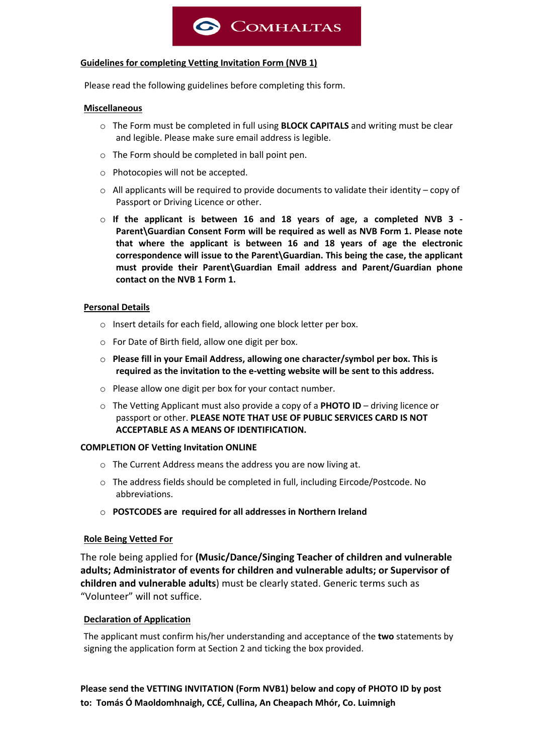COMHALTAS

## Guidelines for completing Vetting Invitation Form (NVB 1)

Please read the following guidelines before completing this form.

### Miscellaneous

- The Form must be completed in full using **BLOCK CAPITALS** and writing must be clear and legible. Please make sure email address is legible.
- The Form should be completed in ball point pen.
- Photocopies will not be accepted.
- All applicants will be required to provide documents to validate their identity – copy of Passport or Driving Licence or other.
- **If the applicant is between 16 and 18 years of age, a completed NVB 3 - Parent\Guardian Consent Form will be required as well as NVB Form 1. Please note that where the applicant is between 16 and 18 years of age the electronic correspondence will issue to the Parent\Guardian. This being the case, the applicant must provide their Parent\Guardian Email address and Parent/Guardian phone contact on the NVB 1 Form 1.**

### Personal Details

- Insert details for each field, allowing one block letter per box.
- For Date of Birth field, allow one digit per box.
- **Please fill in your Email Address, allowing one character/symbol per box. This is required as the invitation to the e-vetting website will be sent to this address.**
- Please allow one digit per box for your contact number.
- The Vetting Applicant must also provide a copy of a **PHOTO ID** – driving licence or passport or other. **PLEASE NOTE THAT USE OF PUBLIC SERVICES CARD IS NOT ACCEPTABLE AS A MEANS OF IDENTIFICATION.**

### COMPLETION OF Vetting Invitation ONLINE

- The Current Address means the address you are now living at.
- The address fields should be completed in full, including Eircode/Postcode. No abbreviations.
- **POSTCODES are required for all addresses in Northern Ireland**

### Role Being Vetted For

The role being applied for **(Music/Dance/Singing Teacher of children and vulnerable adults; Administrator of events for children and vulnerable adults; or Supervisor of children and vulnerable adults**) must be clearly stated. Generic terms such as "Volunteer" will not suffice.

### Declaration of Application

The applicant must confirm his/her understanding and acceptance of the **two** statements by signing the application form at Section 2 and ticking the box provided.

**Please send the VETTING INVITATION (Form NVB1) below and copy of PHOTO ID by post to: Tomás Ó Maoldomhnaigh, CCÉ, Cullina, An Cheapach Mhór, Co. Luimnigh**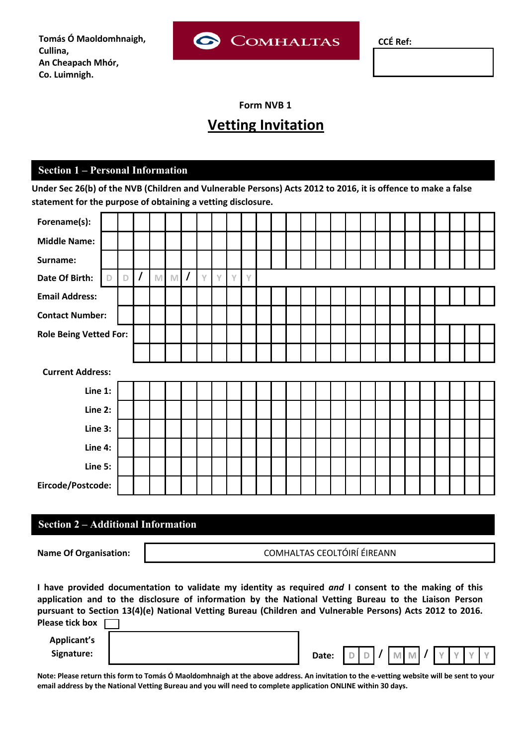Tomás Ó Maoldomhnaigh,
Cullina,
An Cheapach Mhór,
Co. Luimnigh.

COMHALTAS

CCÉ Ref:

Form NVB 1

# Vetting Invitation

## Section 1 – Personal Information

**Under Sec 26(b) of the NVB (Children and Vulnerable Persons) Acts 2012 to 2016, it is offence to make a false statement for the purpose of obtaining a vetting disclosure.**

**Forename(s):**

**Middle Name:**

**Surname:**

**Date Of Birth:** D D / M M / Y Y Y Y

**Email Address:**

**Contact Number:**

**Role Being Vetted For:**

**Current Address:**

**Line 1:**

**Line 2:**

**Line 3:**

**Line 4:**

**Line 5:**

**Eircode/Postcode:**

## Section 2 – Additional Information

**Name Of Organisation:** COMHALTAS CEOLTÓIRÍ ÉIREANN

**I have provided documentation to validate my identity as required *and* I consent to the making of this application and to the disclosure of information by the National Vetting Bureau to the Liaison Person pursuant to Section 13(4)(e) National Vetting Bureau (Children and Vulnerable Persons) Acts 2012 to 2016. Please tick box** ☐

**Applicant's Signature:**

**Date:** D D / M M / Y Y Y Y

**Note: Please return this form to Tomás Ó Maoldomhnaigh at the above address. An invitation to the e-vetting website will be sent to your email address by the National Vetting Bureau and you will need to complete application ONLINE within 30 days.**